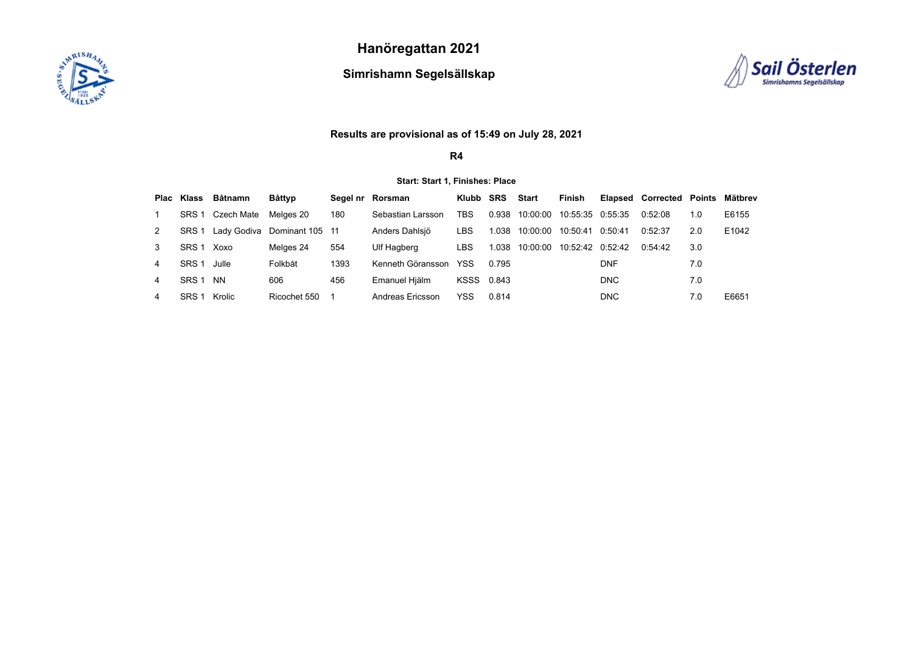# Hanöregattan 2021

## Simrishamn Segelsällskap

**Results are provisional as of 15:49 on July 28, 2021**

**R4**

**Start: Start 1, Finishes: Place**

| Plac | Klass | Båtnamn | Båttyp | Segel nr | Rorsman | Klubb | SRS | Start | Finish | Elapsed | Corrected | Points | Mätbrev |
|---|---|---|---|---|---|---|---|---|---|---|---|---|---|
| 1 | SRS 1 | Czech Mate | Melges 20 | 180 | Sebastian Larsson | TBS | 0.938 | 10:00:00 | 10:55:35 | 0:55:35 | 0:52:08 | 1.0 | E6155 |
| 2 | SRS 1 | Lady Godiva | Dominant 105 | 11 | Anders Dahlsjö | LBS | 1.038 | 10:00:00 | 10:50:41 | 0:50:41 | 0:52:37 | 2.0 | E1042 |
| 3 | SRS 1 | Xoxo | Melges 24 | 554 | Ulf Hagberg | LBS | 1.038 | 10:00:00 | 10:52:42 | 0:52:42 | 0:54:42 | 3.0 | |
| 4 | SRS 1 | Julle | Folkbåt | 1393 | Kenneth Göransson | YSS | 0.795 | | | DNF | | 7.0 | |
| 4 | SRS 1 | NN | 606 | 456 | Emanuel Hjälm | KSSS | 0.843 | | | DNC | | 7.0 | |
| 4 | SRS 1 | Krolic | Ricochet 550 | 1 | Andreas Ericsson | YSS | 0.814 | | | DNC | | 7.0 | E6651 |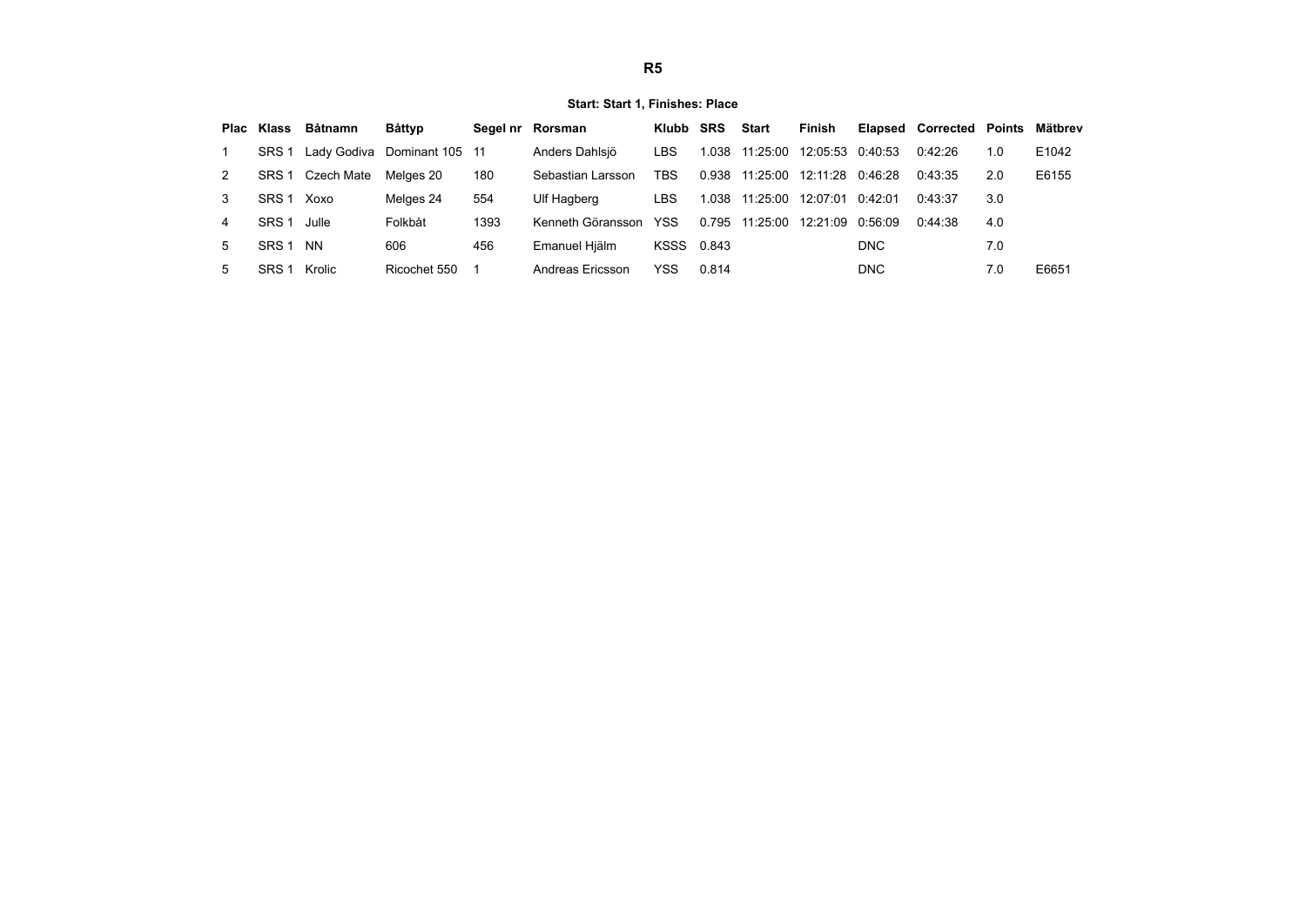# R5

**Start: Start 1, Finishes: Place**

| Plac | Klass | Båtnamn | Båttyp | Segel nr | Rorsman | Klubb | SRS | Start | Finish | Elapsed | Corrected | Points | Mätbrev |
|---|---|---|---|---|---|---|---|---|---|---|---|---|---|
| 1 | SRS 1 | Lady Godiva | Dominant 105 | 11 | Anders Dahlsjö | LBS | 1.038 | 11:25:00 | 12:05:53 | 0:40:53 | 0:42:26 | 1.0 | E1042 |
| 2 | SRS 1 | Czech Mate | Melges 20 | 180 | Sebastian Larsson | TBS | 0.938 | 11:25:00 | 12:11:28 | 0:46:28 | 0:43:35 | 2.0 | E6155 |
| 3 | SRS 1 | Xoxo | Melges 24 | 554 | Ulf Hagberg | LBS | 1.038 | 11:25:00 | 12:07:01 | 0:42:01 | 0:43:37 | 3.0 | |
| 4 | SRS 1 | Julle | Folkbåt | 1393 | Kenneth Göransson | YSS | 0.795 | 11:25:00 | 12:21:09 | 0:56:09 | 0:44:38 | 4.0 | |
| 5 | SRS 1 | NN | 606 | 456 | Emanuel Hjälm | KSSS | 0.843 | | | DNC | | 7.0 | |
| 5 | SRS 1 | Krolic | Ricochet 550 | 1 | Andreas Ericsson | YSS | 0.814 | | | DNC | | 7.0 | E6651 |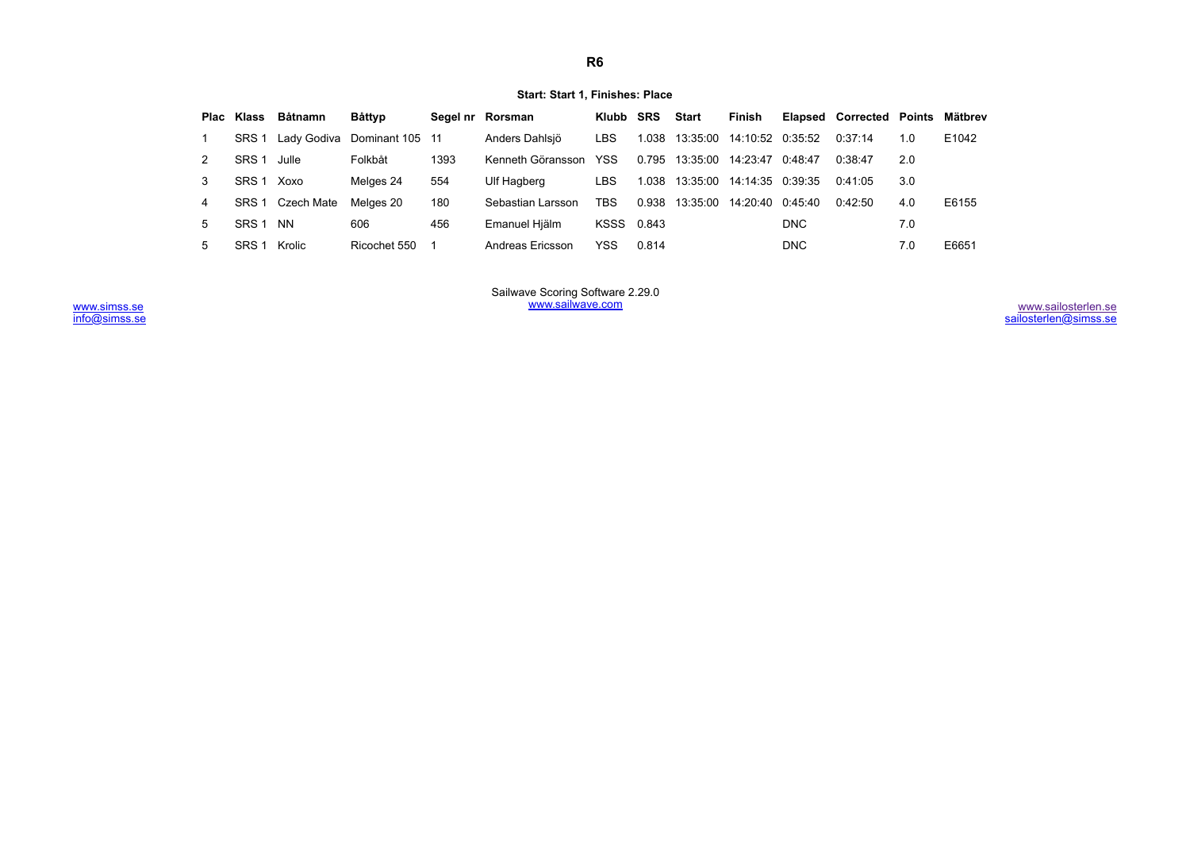# R6

**Start: Start 1, Finishes: Place**

| Plac | Klass | Båtnamn | Båttyp | Segel nr | Rorsman | Klubb | SRS | Start | Finish | Elapsed | Corrected | Points | Mätbrev |
|---|---|---|---|---|---|---|---|---|---|---|---|---|---|
| 1 | SRS 1 | Lady Godiva | Dominant 105 | 11 | Anders Dahlsjö | LBS | 1.038 | 13:35:00 | 14:10:52 | 0:35:52 | 0:37:14 | 1.0 | E1042 |
| 2 | SRS 1 | Julle | Folkbåt | 1393 | Kenneth Göransson | YSS | 0.795 | 13:35:00 | 14:23:47 | 0:48:47 | 0:38:47 | 2.0 | |
| 3 | SRS 1 | Xoxo | Melges 24 | 554 | Ulf Hagberg | LBS | 1.038 | 13:35:00 | 14:14:35 | 0:39:35 | 0:41:05 | 3.0 | |
| 4 | SRS 1 | Czech Mate | Melges 20 | 180 | Sebastian Larsson | TBS | 0.938 | 13:35:00 | 14:20:40 | 0:45:40 | 0:42:50 | 4.0 | E6155 |
| 5 | SRS 1 | NN | 606 | 456 | Emanuel Hjälm | KSSS | 0.843 | | | DNC | | 7.0 | |
| 5 | SRS 1 | Krolic | Ricochet 550 | 1 | Andreas Ericsson | YSS | 0.814 | | | DNC | | 7.0 | E6651 |

Sailwave Scoring Software 2.29.0
www.sailwave.com

www.simss.se
info@simss.se

www.sailosterlen.se
sailosterlen@simss.se